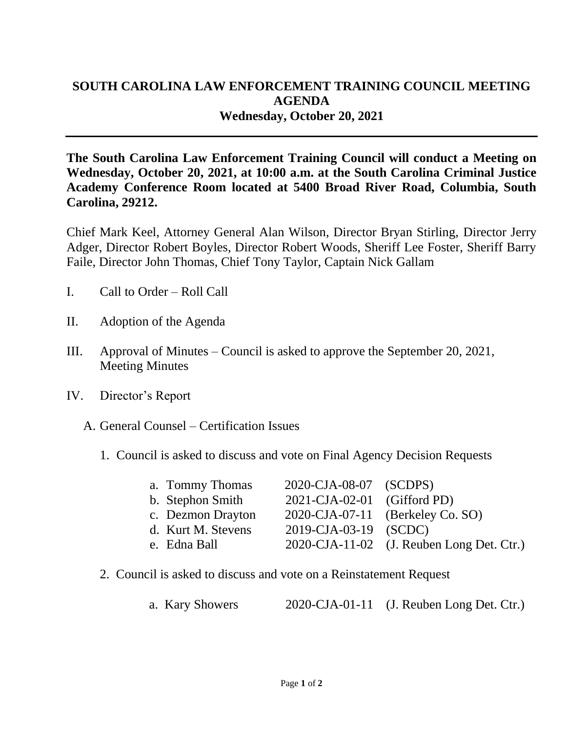# SOUTH CAROLINA LAW ENFORCEMENT TRAINING COUNCIL MEETING AGENDA

## Wednesday, October 20, 2021

---

**The South Carolina Law Enforcement Training Council will conduct a Meeting on Wednesday, October 20, 2021, at 10:00 a.m. at the South Carolina Criminal Justice Academy Conference Room located at 5400 Broad River Road, Columbia, South Carolina, 29212.**

Chief Mark Keel, Attorney General Alan Wilson, Director Bryan Stirling, Director Jerry Adger, Director Robert Boyles, Director Robert Woods, Sheriff Lee Foster, Sheriff Barry Faile, Director John Thomas, Chief Tony Taylor, Captain Nick Gallam

I. Call to Order – Roll Call

II. Adoption of the Agenda

III. Approval of Minutes – Council is asked to approve the September 20, 2021, Meeting Minutes

IV. Director's Report

  A. General Counsel – Certification Issues

    1. Council is asked to discuss and vote on Final Agency Decision Requests

| | | |
|---|---|---|
| a. Tommy Thomas | 2020-CJA-08-07 | (SCDPS) |
| b. Stephon Smith | 2021-CJA-02-01 | (Gifford PD) |
| c. Dezmon Drayton | 2020-CJA-07-11 | (Berkeley Co. SO) |
| d. Kurt M. Stevens | 2019-CJA-03-19 | (SCDC) |
| e. Edna Ball | 2020-CJA-11-02 | (J. Reuben Long Det. Ctr.) |

    2. Council is asked to discuss and vote on a Reinstatement Request

| | | |
|---|---|---|
| a. Kary Showers | 2020-CJA-01-11 | (J. Reuben Long Det. Ctr.) |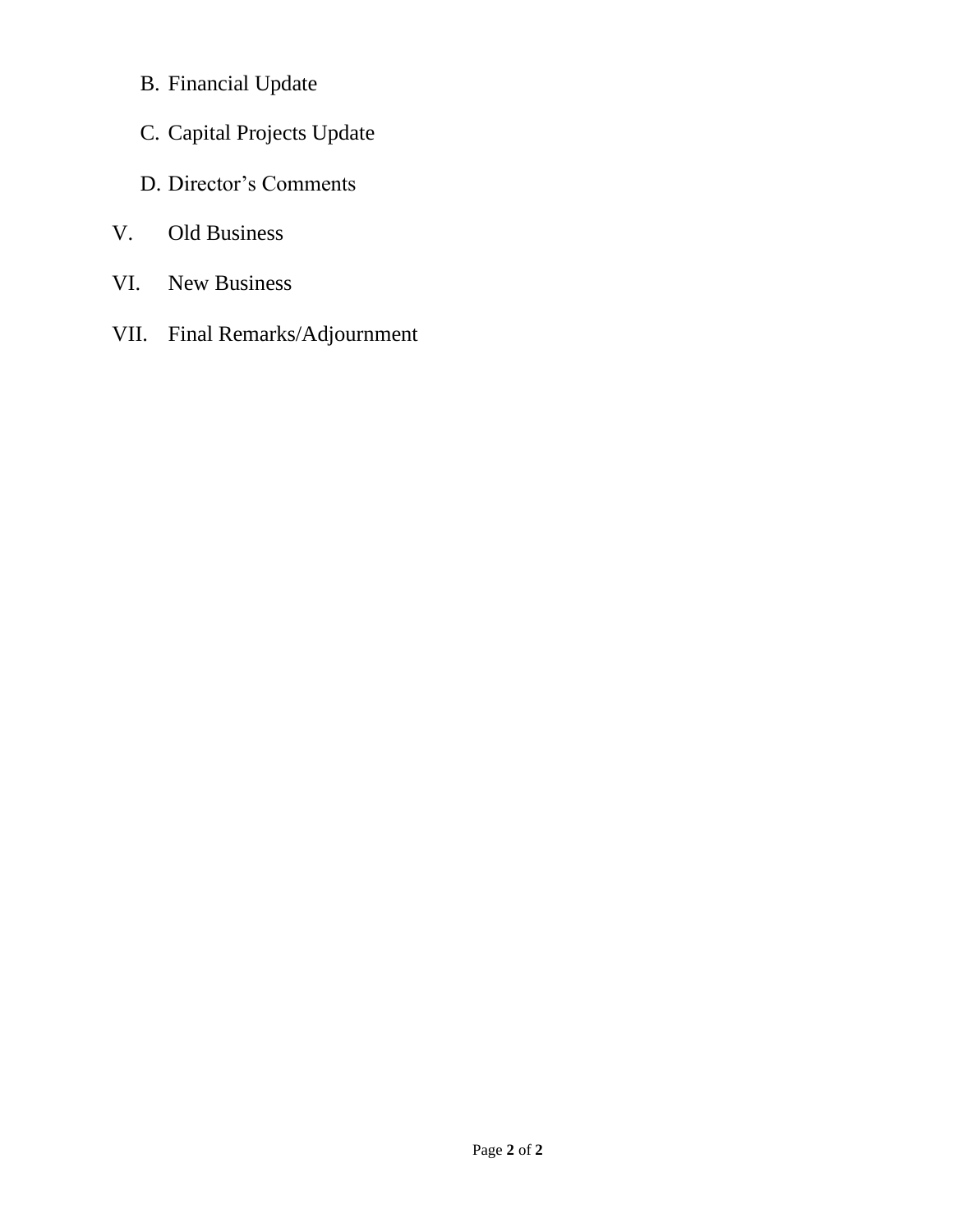B. Financial Update

C. Capital Projects Update

D. Director's Comments

V. Old Business

VI. New Business

VII. Final Remarks/Adjournment